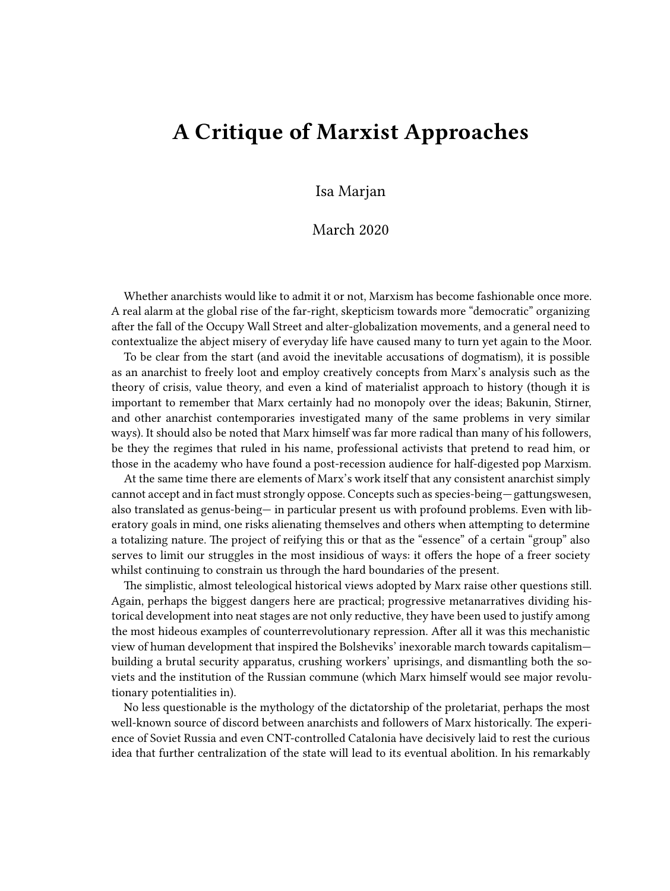# A Critique of Marxist Approaches

Isa Marjan

March 2020

Whether anarchists would like to admit it or not, Marxism has become fashionable once more. A real alarm at the global rise of the far-right, skepticism towards more "democratic" organizing after the fall of the Occupy Wall Street and alter-globalization movements, and a general need to contextualize the abject misery of everyday life have caused many to turn yet again to the Moor.

To be clear from the start (and avoid the inevitable accusations of dogmatism), it is possible as an anarchist to freely loot and employ creatively concepts from Marx's analysis such as the theory of crisis, value theory, and even a kind of materialist approach to history (though it is important to remember that Marx certainly had no monopoly over the ideas; Bakunin, Stirner, and other anarchist contemporaries investigated many of the same problems in very similar ways). It should also be noted that Marx himself was far more radical than many of his followers, be they the regimes that ruled in his name, professional activists that pretend to read him, or those in the academy who have found a post-recession audience for half-digested pop Marxism.

At the same time there are elements of Marx's work itself that any consistent anarchist simply cannot accept and in fact must strongly oppose. Concepts such as species-being— gattungswesen, also translated as genus-being— in particular present us with profound problems. Even with liberatory goals in mind, one risks alienating themselves and others when attempting to determine a totalizing nature. The project of reifying this or that as the "essence" of a certain "group" also serves to limit our struggles in the most insidious of ways: it offers the hope of a freer society whilst continuing to constrain us through the hard boundaries of the present.

The simplistic, almost teleological historical views adopted by Marx raise other questions still. Again, perhaps the biggest dangers here are practical; progressive metanarratives dividing historical development into neat stages are not only reductive, they have been used to justify among the most hideous examples of counterrevolutionary repression. After all it was this mechanistic view of human development that inspired the Bolsheviks' inexorable march towards capitalism— building a brutal security apparatus, crushing workers' uprisings, and dismantling both the soviets and the institution of the Russian commune (which Marx himself would see major revolutionary potentialities in).

No less questionable is the mythology of the dictatorship of the proletariat, perhaps the most well-known source of discord between anarchists and followers of Marx historically. The experience of Soviet Russia and even CNT-controlled Catalonia have decisively laid to rest the curious idea that further centralization of the state will lead to its eventual abolition. In his remarkably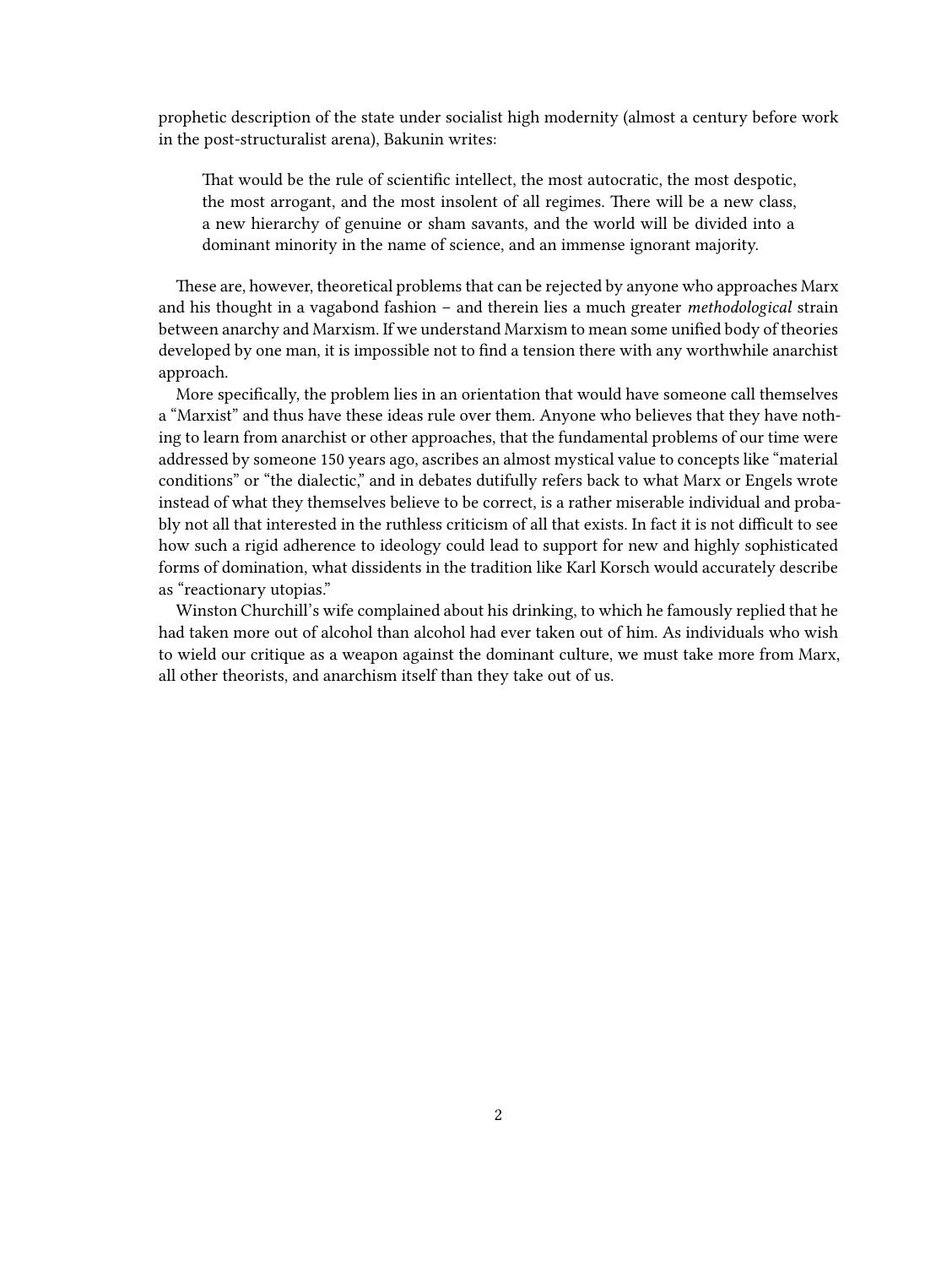prophetic description of the state under socialist high modernity (almost a century before work in the post-structuralist arena), Bakunin writes:

> That would be the rule of scientific intellect, the most autocratic, the most despotic, the most arrogant, and the most insolent of all regimes. There will be a new class, a new hierarchy of genuine or sham savants, and the world will be divided into a dominant minority in the name of science, and an immense ignorant majority.

These are, however, theoretical problems that can be rejected by anyone who approaches Marx and his thought in a vagabond fashion – and therein lies a much greater *methodological* strain between anarchy and Marxism. If we understand Marxism to mean some unified body of theories developed by one man, it is impossible not to find a tension there with any worthwhile anarchist approach.

More specifically, the problem lies in an orientation that would have someone call themselves a "Marxist" and thus have these ideas rule over them. Anyone who believes that they have nothing to learn from anarchist or other approaches, that the fundamental problems of our time were addressed by someone 150 years ago, ascribes an almost mystical value to concepts like "material conditions" or "the dialectic," and in debates dutifully refers back to what Marx or Engels wrote instead of what they themselves believe to be correct, is a rather miserable individual and probably not all that interested in the ruthless criticism of all that exists. In fact it is not difficult to see how such a rigid adherence to ideology could lead to support for new and highly sophisticated forms of domination, what dissidents in the tradition like Karl Korsch would accurately describe as "reactionary utopias."

Winston Churchill's wife complained about his drinking, to which he famously replied that he had taken more out of alcohol than alcohol had ever taken out of him. As individuals who wish to wield our critique as a weapon against the dominant culture, we must take more from Marx, all other theorists, and anarchism itself than they take out of us.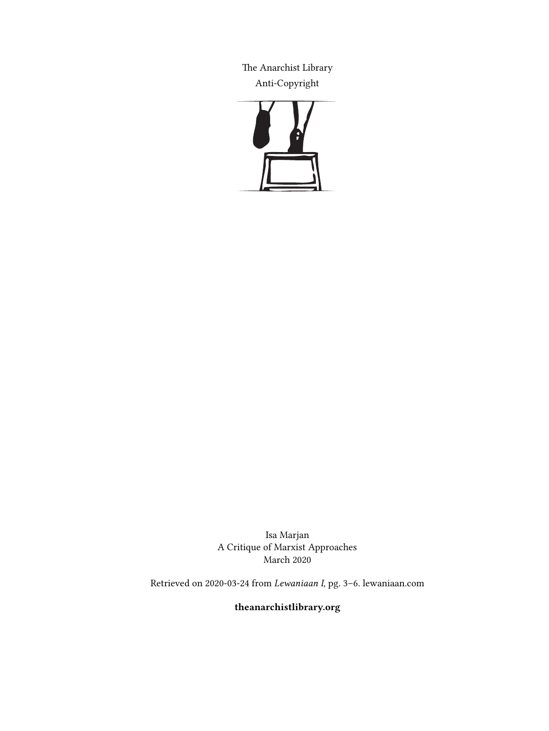The Anarchist Library
Anti-Copyright

Isa Marjan
A Critique of Marxist Approaches
March 2020

Retrieved on 2020-03-24 from *Lewaniaan I*, pg. 3–6. lewaniaan.com

**theanarchistlibrary.org**